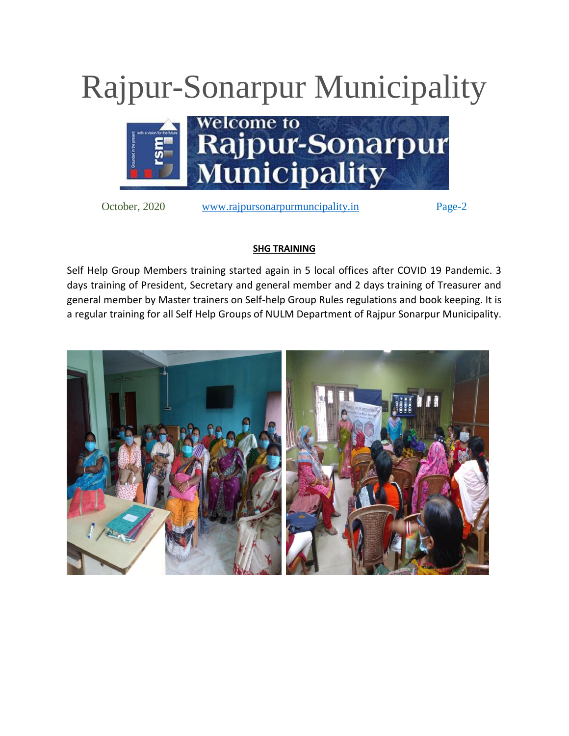# Rajpur-Sonarpur Municipality

October, 2020 www.rajpursonarpurmuncipality.in Page-2

**SHG TRAINING**

Self Help Group Members training started again in 5 local offices after COVID 19 Pandemic. 3 days training of President, Secretary and general member and 2 days training of Treasurer and general member by Master trainers on Self-help Group Rules regulations and book keeping. It is a regular training for all Self Help Groups of NULM Department of Rajpur Sonarpur Municipality.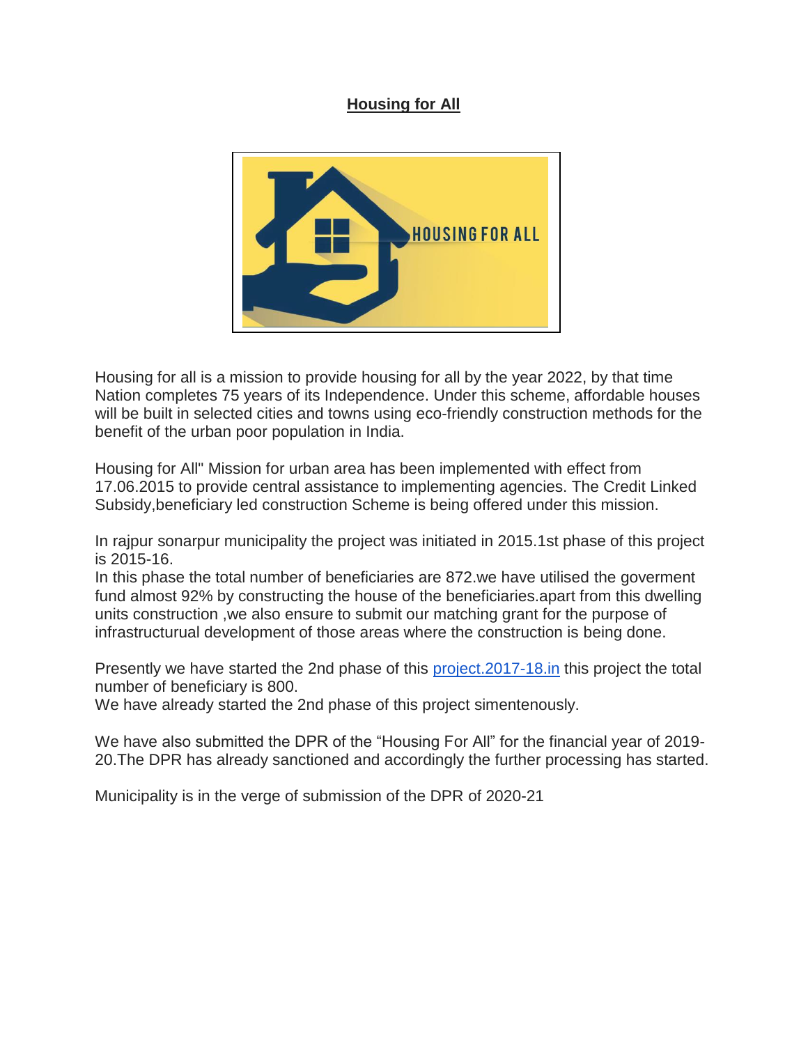# Housing for All

Housing for all is a mission to provide housing for all by the year 2022, by that time Nation completes 75 years of its Independence. Under this scheme, affordable houses will be built in selected cities and towns using eco-friendly construction methods for the benefit of the urban poor population in India.

Housing for All" Mission for urban area has been implemented with effect from 17.06.2015 to provide central assistance to implementing agencies. The Credit Linked Subsidy,beneficiary led construction Scheme is being offered under this mission.

In rajpur sonarpur municipality the project was initiated in 2015.1st phase of this project is 2015-16.
In this phase the total number of beneficiaries are 872.we have utilised the goverment fund almost 92% by constructing the house of the beneficiaries.apart from this dwelling units construction ,we also ensure to submit our matching grant for the purpose of infrastructurual development of those areas where the construction is being done.

Presently we have started the 2nd phase of this [project.2017-18.in](project.2017-18.in) this project the total number of beneficiary is 800.
We have already started the 2nd phase of this project simentenously.

We have also submitted the DPR of the “Housing For All” for the financial year of 2019-20.The DPR has already sanctioned and accordingly the further processing has started.

Municipality is in the verge of submission of the DPR of 2020-21